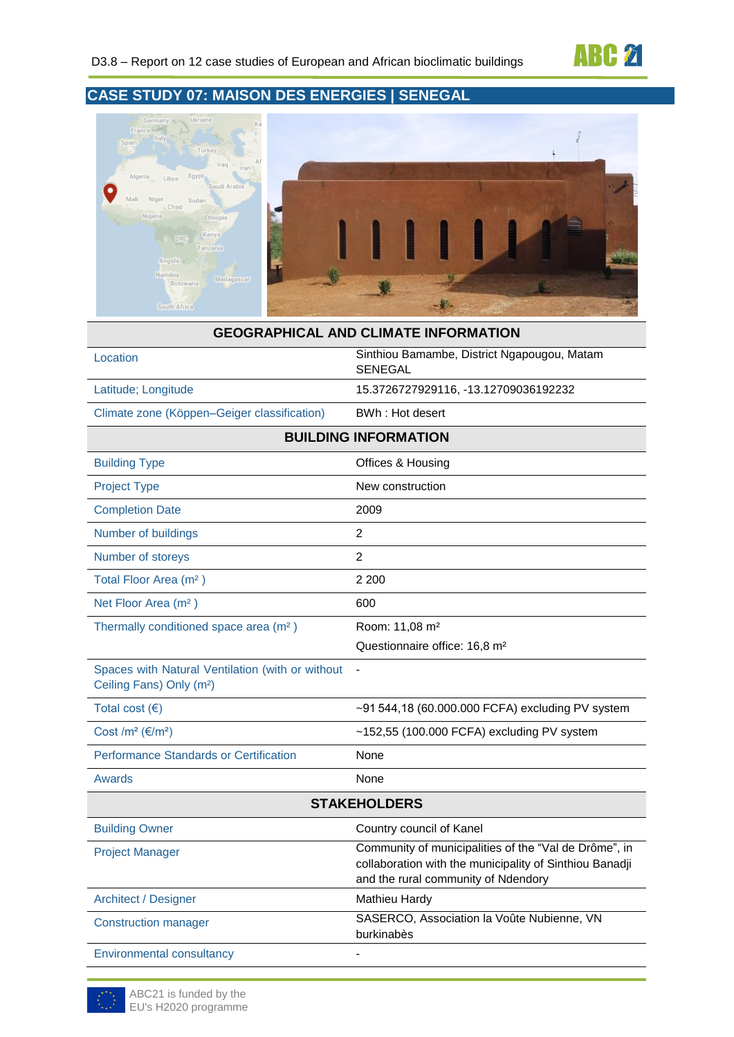# CASE STUDY 07: MAISON DES ENERGIES | SENEGAL

| GEOGRAPHICAL AND CLIMATE INFORMATION | |
|---|---|
| Location | Sinthiou Bamambe, District Ngapougou, Matam SENEGAL |
| Latitude; Longitude | 15.3726727929116, -13.12709036192232 |
| Climate zone (Köppen–Geiger classification) | BWh : Hot desert |
| **BUILDING INFORMATION** | |
| Building Type | Offices & Housing |
| Project Type | New construction |
| Completion Date | 2009 |
| Number of buildings | 2 |
| Number of storeys | 2 |
| Total Floor Area (m² ) | 2 200 |
| Net Floor Area (m² ) | 600 |
| Thermally conditioned space area (m² ) | Room: 11,08 m²<br>Questionnaire office: 16,8 m² |
| Spaces with Natural Ventilation (with or without Ceiling Fans) Only (m²) | - |
| Total cost (€) | ~91 544,18 (60.000.000 FCFA) excluding PV system |
| Cost /m² (€/m²) | ~152,55 (100.000 FCFA) excluding PV system |
| Performance Standards or Certification | None |
| Awards | None |
| **STAKEHOLDERS** | |
| Building Owner | Country council of Kanel |
| Project Manager | Community of municipalities of the "Val de Drôme", in collaboration with the municipality of Sinthiou Banadji and the rural community of Ndendory |
| Architect / Designer | Mathieu Hardy |
| Construction manager | SASERCO, Association la Voûte Nubienne, VN burkinabès |
| Environmental consultancy | - |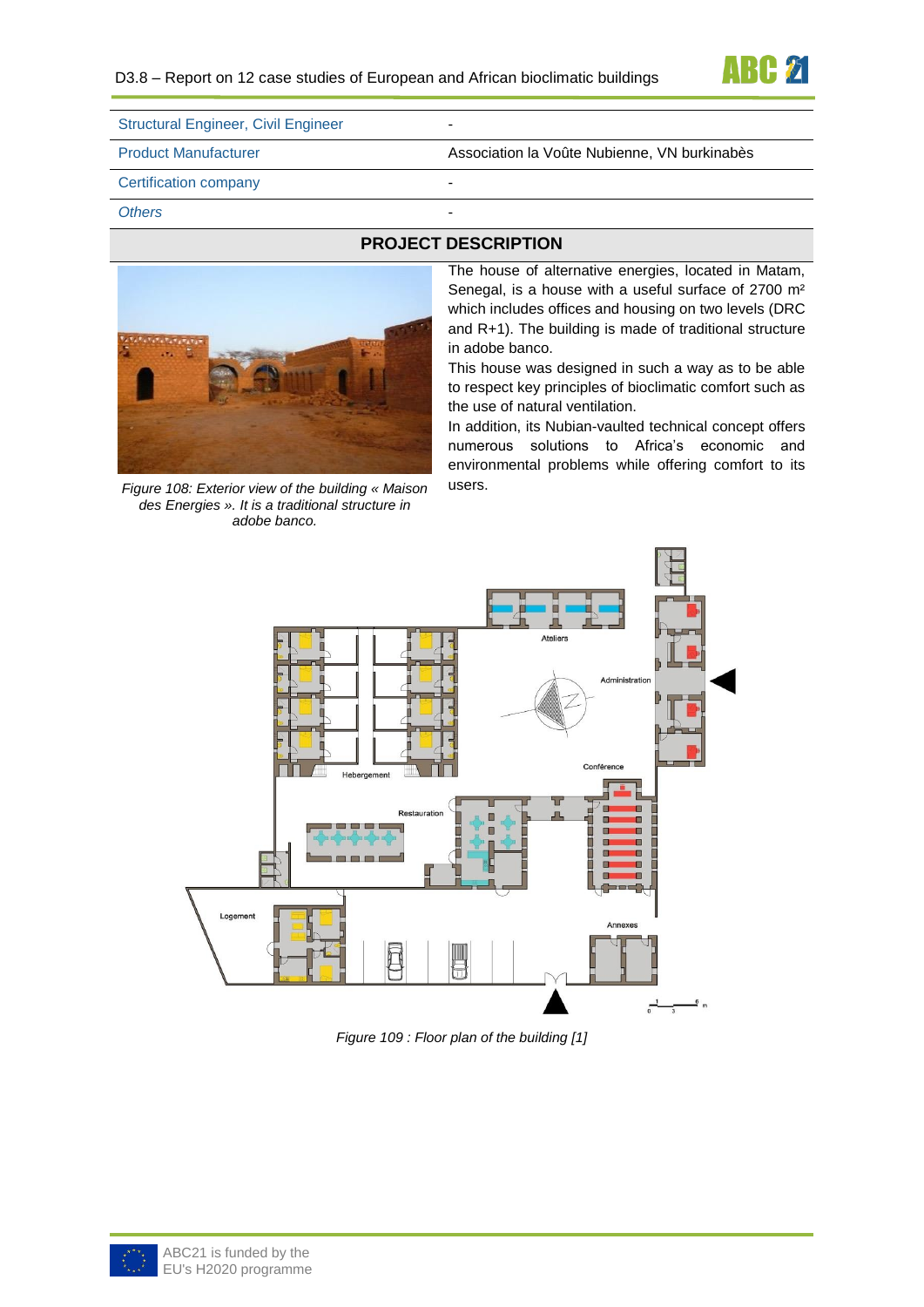| | |
|---|---|
| Structural Engineer, Civil Engineer | - |
| Product Manufacturer | Association la Voûte Nubienne, VN burkinabès |
| Certification company | - |
| *Others* | - |

## PROJECT DESCRIPTION

The house of alternative energies, located in Matam, Senegal, is a house with a useful surface of 2700 m² which includes offices and housing on two levels (DRC and R+1). The building is made of traditional structure in adobe banco.

This house was designed in such a way as to be able to respect key principles of bioclimatic comfort such as the use of natural ventilation.

In addition, its Nubian-vaulted technical concept offers numerous solutions to Africa's economic and environmental problems while offering comfort to its users.

*Figure 108: Exterior view of the building « Maison des Energies ». It is a traditional structure in adobe banco.*

*Figure 109 : Floor plan of the building [1]*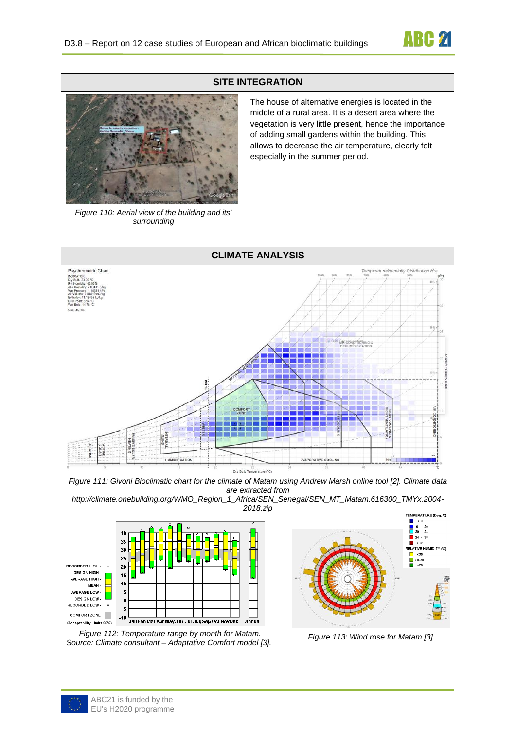## SITE INTEGRATION

Figure 110: Aerial view of the building and its' surrounding

The house of alternative energies is located in the middle of a rural area. It is a desert area where the vegetation is very little present, hence the importance of adding small gardens within the building. This allows to decrease the air temperature, clearly felt especially in the summer period.

## CLIMATE ANALYSIS

*Figure 111: Givoni Bioclimatic chart for the climate of Matam using Andrew Marsh online tool [2]. Climate data are extracted from http://climate.onebuilding.org/WMO_Region_1_Africa/SEN_Senegal/SEN_MT_Matam.616300_TMYx.2004-2018.zip*

*Figure 112: Temperature range by month for Matam. Source: Climate consultant – Adaptative Comfort model [3].*

*Figure 113: Wind rose for Matam [3].*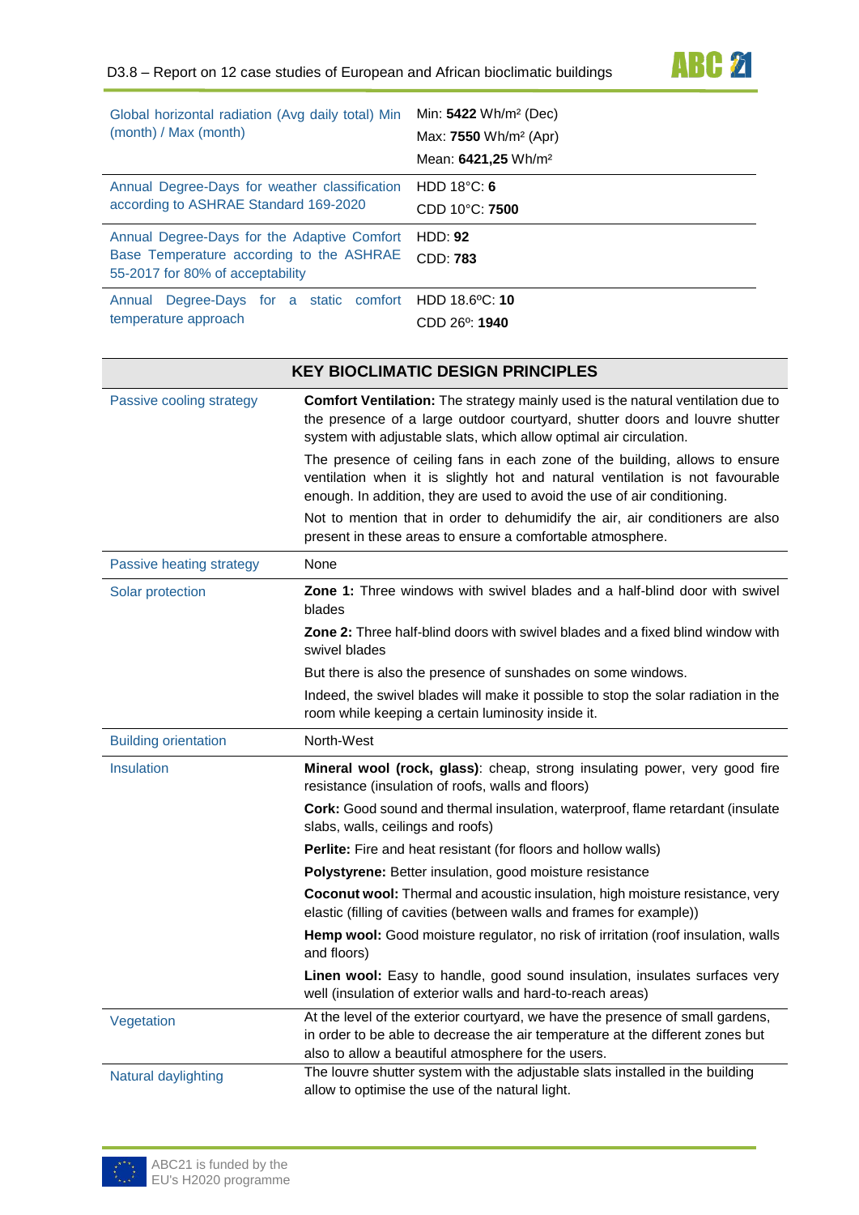| | |
|---|---|
| Global horizontal radiation (Avg daily total) Min (month) / Max (month) | Min: **5422** Wh/m² (Dec)<br>Max: **7550** Wh/m² (Apr)<br>Mean: **6421,25** Wh/m² |
| Annual Degree-Days for weather classification according to ASHRAE Standard 169-2020 | HDD 18°C: **6**<br>CDD 10°C: **7500** |
| Annual Degree-Days for the Adaptive Comfort Base Temperature according to the ASHRAE 55-2017 for 80% of acceptability | HDD: **92**<br>CDD: **783** |
| Annual Degree-Days for a static comfort temperature approach | HDD 18.6ºC: **10**<br>CDD 26º: **1940** |

| KEY BIOCLIMATIC DESIGN PRINCIPLES | |
|---|---|
| Passive cooling strategy | **Comfort Ventilation:** The strategy mainly used is the natural ventilation due to the presence of a large outdoor courtyard, shutter doors and louvre shutter system with adjustable slats, which allow optimal air circulation.<br>The presence of ceiling fans in each zone of the building, allows to ensure ventilation when it is slightly hot and natural ventilation is not favourable enough. In addition, they are used to avoid the use of air conditioning.<br>Not to mention that in order to dehumidify the air, air conditioners are also present in these areas to ensure a comfortable atmosphere. |
| Passive heating strategy | None |
| Solar protection | **Zone 1:** Three windows with swivel blades and a half-blind door with swivel blades<br>**Zone 2:** Three half-blind doors with swivel blades and a fixed blind window with swivel blades<br>But there is also the presence of sunshades on some windows.<br>Indeed, the swivel blades will make it possible to stop the solar radiation in the room while keeping a certain luminosity inside it. |
| Building orientation | North-West |
| Insulation | **Mineral wool (rock, glass)**: cheap, strong insulating power, very good fire resistance (insulation of roofs, walls and floors)<br>**Cork:** Good sound and thermal insulation, waterproof, flame retardant (insulate slabs, walls, ceilings and roofs)<br>**Perlite:** Fire and heat resistant (for floors and hollow walls)<br>**Polystyrene:** Better insulation, good moisture resistance<br>**Coconut wool:** Thermal and acoustic insulation, high moisture resistance, very elastic (filling of cavities (between walls and frames for example))<br>**Hemp wool:** Good moisture regulator, no risk of irritation (roof insulation, walls and floors)<br>**Linen wool:** Easy to handle, good sound insulation, insulates surfaces very well (insulation of exterior walls and hard-to-reach areas) |
| Vegetation | At the level of the exterior courtyard, we have the presence of small gardens, in order to be able to decrease the air temperature at the different zones but also to allow a beautiful atmosphere for the users. |
| Natural daylighting | The louvre shutter system with the adjustable slats installed in the building allow to optimise the use of the natural light. |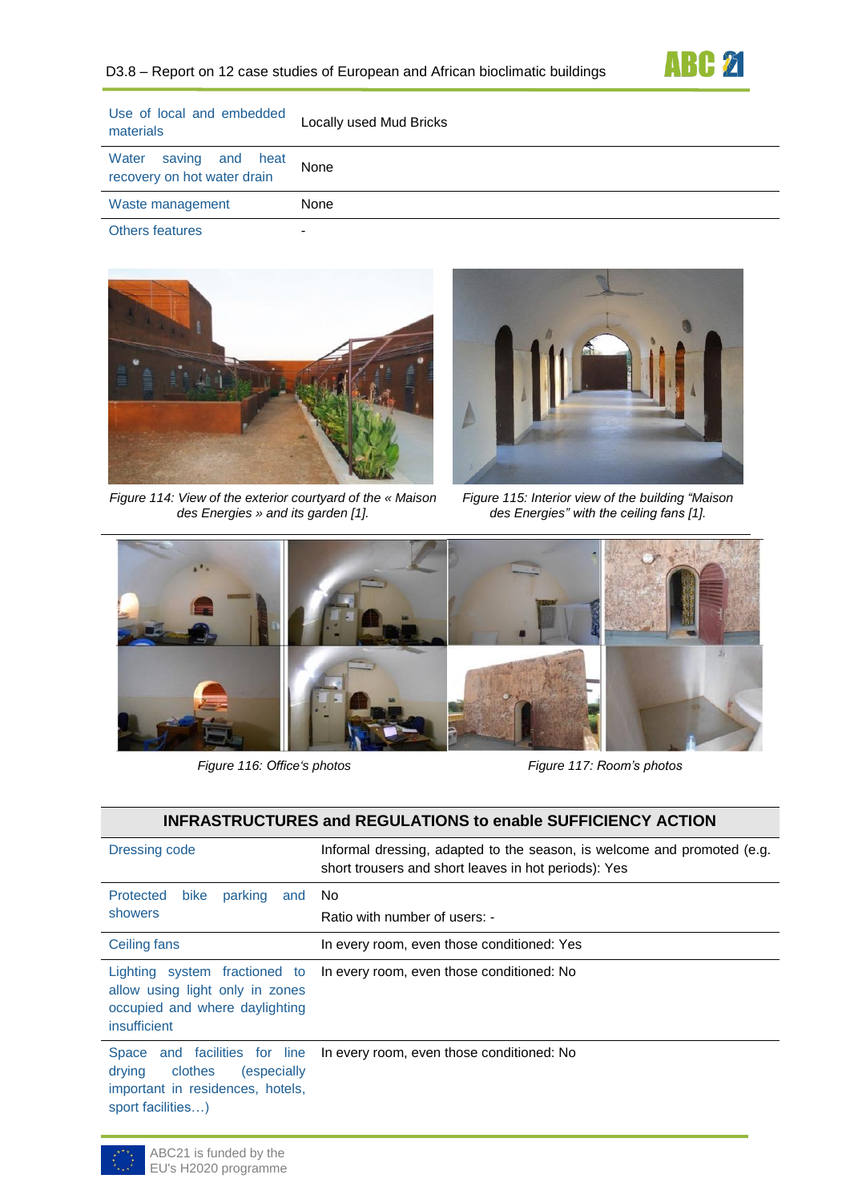| | |
|---|---|
| Use of local and embedded materials | Locally used Mud Bricks |
| Water saving and heat recovery on hot water drain | None |
| Waste management | None |
| Others features | - |

*Figure 114: View of the exterior courtyard of the « Maison des Energies » and its garden [1].*

*Figure 115: Interior view of the building “Maison des Energies” with the ceiling fans [1].*

*Figure 116: Office's photos*

*Figure 117: Room's photos*

| INFRASTRUCTURES and REGULATIONS to enable SUFFICIENCY ACTION | |
|---|---|
| Dressing code | Informal dressing, adapted to the season, is welcome and promoted (e.g. short trousers and short leaves in hot periods): Yes |
| Protected bike parking and showers | No<br>Ratio with number of users: - |
| Ceiling fans | In every room, even those conditioned: Yes |
| Lighting system fractioned to allow using light only in zones occupied and where daylighting insufficient | In every room, even those conditioned: No |
| Space and facilities for line drying clothes (especially important in residences, hotels, sport facilities…) | In every room, even those conditioned: No |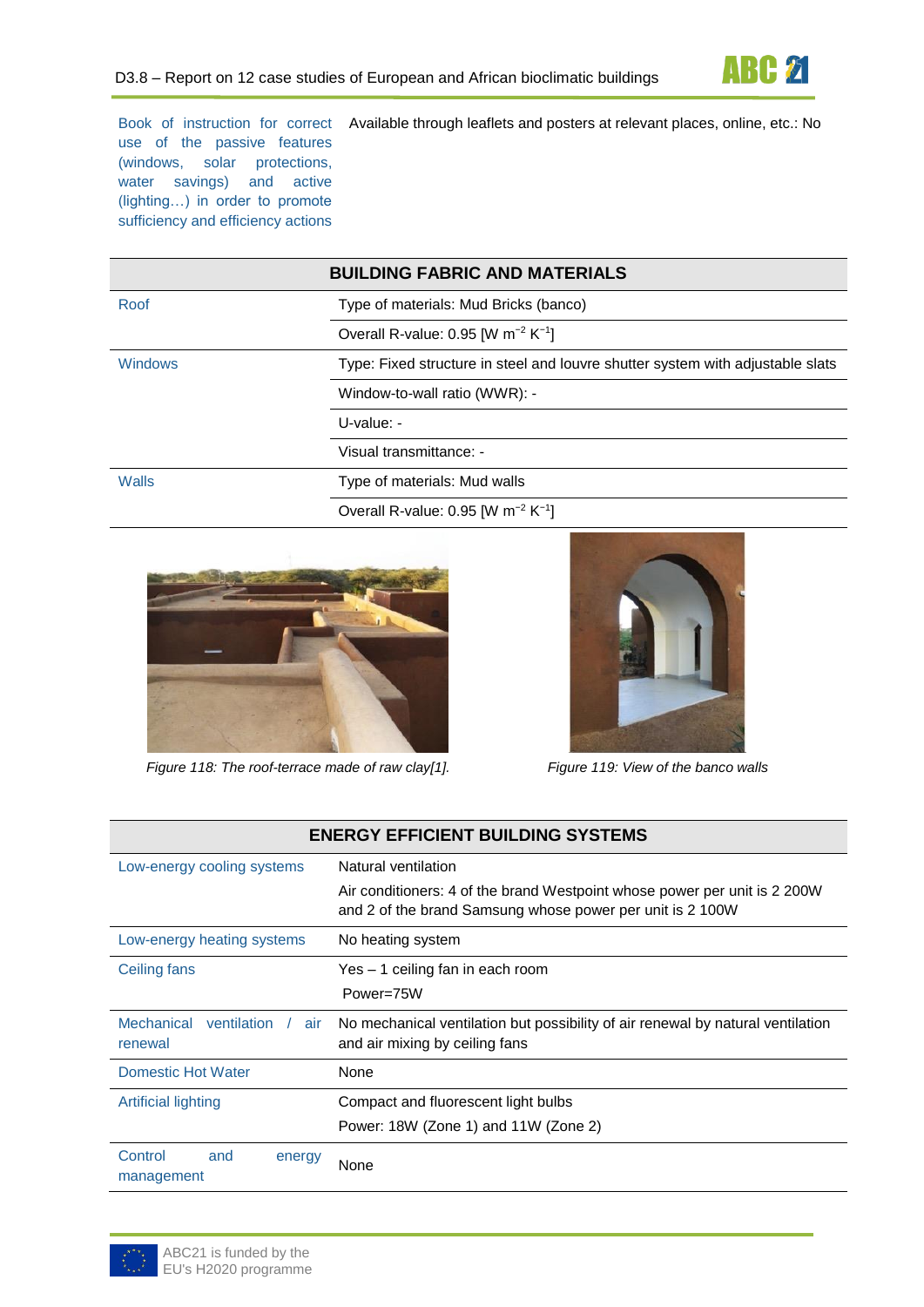| Book of instruction for correct use of the passive features (windows, solar protections, water savings) and active (lighting…) in order to promote sufficiency and efficiency actions | Available through leaflets and posters at relevant places, online, etc.: No |
|---|---|

| BUILDING FABRIC AND MATERIALS | |
|---|---|
| Roof | Type of materials: Mud Bricks (banco) |
| | Overall R-value: 0.95 [W $m^{-2}$ $K^{-1}$] |
| Windows | Type: Fixed structure in steel and louvre shutter system with adjustable slats |
| | Window-to-wall ratio (WWR): - |
| | U-value: - |
| | Visual transmittance: - |
| Walls | Type of materials: Mud walls |
| | Overall R-value: 0.95 [W $m^{-2}$ $K^{-1}$] |

*Figure 118: The roof-terrace made of raw clay[1].*

*Figure 119: View of the banco walls*

| ENERGY EFFICIENT BUILDING SYSTEMS | |
|---|---|
| Low-energy cooling systems | Natural ventilation<br>Air conditioners: 4 of the brand Westpoint whose power per unit is 2 200W and 2 of the brand Samsung whose power per unit is 2 100W |
| Low-energy heating systems | No heating system |
| Ceiling fans | Yes – 1 ceiling fan in each room<br>Power=75W |
| Mechanical ventilation / air renewal | No mechanical ventilation but possibility of air renewal by natural ventilation and air mixing by ceiling fans |
| Domestic Hot Water | None |
| Artificial lighting | Compact and fluorescent light bulbs<br>Power: 18W (Zone 1) and 11W (Zone 2) |
| Control and energy management | None |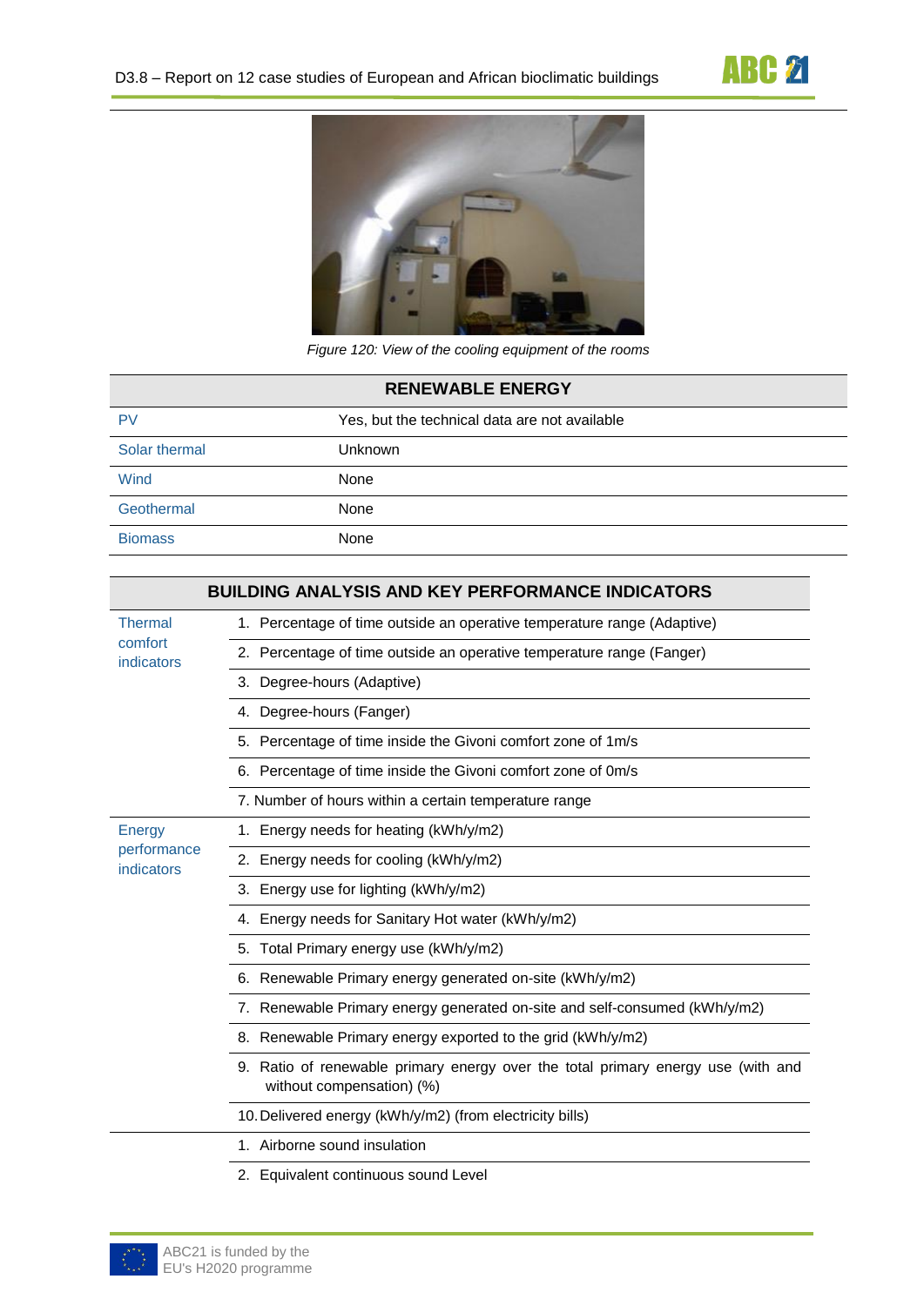Figure 120: View of the cooling equipment of the rooms

| RENEWABLE ENERGY | |
|---|---|
| PV | Yes, but the technical data are not available |
| Solar thermal | Unknown |
| Wind | None |
| Geothermal | None |
| Biomass | None |

| BUILDING ANALYSIS AND KEY PERFORMANCE INDICATORS | |
|---|---|
| Thermal comfort indicators | 1. Percentage of time outside an operative temperature range (Adaptive) |
| | 2. Percentage of time outside an operative temperature range (Fanger) |
| | 3. Degree-hours (Adaptive) |
| | 4. Degree-hours (Fanger) |
| | 5. Percentage of time inside the Givoni comfort zone of 1m/s |
| | 6. Percentage of time inside the Givoni comfort zone of 0m/s |
| | 7. Number of hours within a certain temperature range |
| Energy performance indicators | 1. Energy needs for heating (kWh/y/m2) |
| | 2. Energy needs for cooling (kWh/y/m2) |
| | 3. Energy use for lighting (kWh/y/m2) |
| | 4. Energy needs for Sanitary Hot water (kWh/y/m2) |
| | 5. Total Primary energy use (kWh/y/m2) |
| | 6. Renewable Primary energy generated on-site (kWh/y/m2) |
| | 7. Renewable Primary energy generated on-site and self-consumed (kWh/y/m2) |
| | 8. Renewable Primary energy exported to the grid (kWh/y/m2) |
| | 9. Ratio of renewable primary energy over the total primary energy use (with and without compensation) (%) |
| | 10. Delivered energy (kWh/y/m2) (from electricity bills) |
| | 1. Airborne sound insulation |
| | 2. Equivalent continuous sound Level |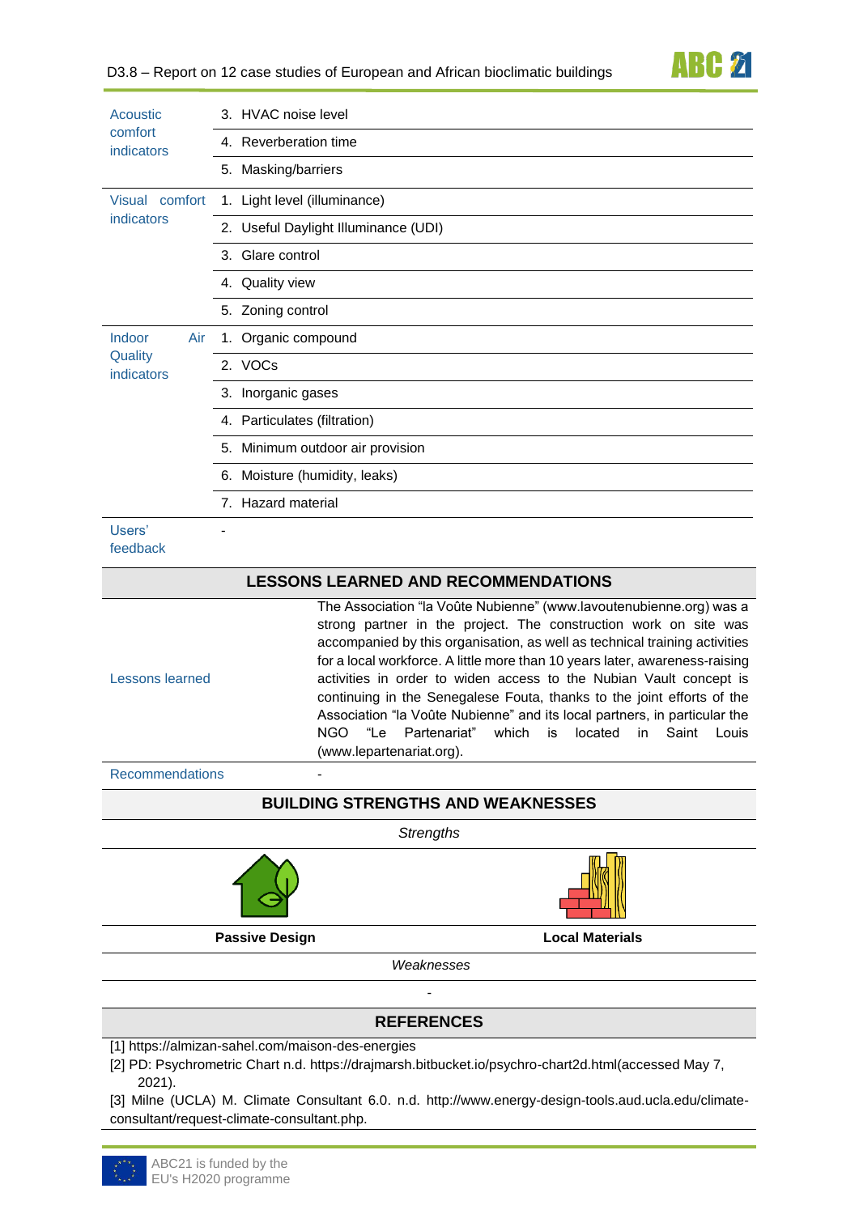| | |
|---|---|
| Acoustic comfort indicators | 3. HVAC noise level |
| | 4. Reverberation time |
| | 5. Masking/barriers |
| Visual comfort indicators | 1. Light level (illuminance) |
| | 2. Useful Daylight Illuminance (UDI) |
| | 3. Glare control |
| | 4. Quality view |
| | 5. Zoning control |
| Indoor Air Quality indicators | 1. Organic compound |
| | 2. VOCs |
| | 3. Inorganic gases |
| | 4. Particulates (filtration) |
| | 5. Minimum outdoor air provision |
| | 6. Moisture (humidity, leaks) |
| | 7. Hazard material |
| Users' feedback | - |

## LESSONS LEARNED AND RECOMMENDATIONS

| | |
|---|---|
| Lessons learned | The Association “la Voûte Nubienne” (www.lavoutenubienne.org) was a strong partner in the project. The construction work on site was accompanied by this organisation, as well as technical training activities for a local workforce. A little more than 10 years later, awareness-raising activities in order to widen access to the Nubian Vault concept is continuing in the Senegalese Fouta, thanks to the joint efforts of the Association “la Voûte Nubienne” and its local partners, in particular the NGO “Le Partenariat” which is located in Saint Louis (www.lepartenariat.org). |
| Recommendations | - |

## BUILDING STRENGTHS AND WEAKNESSES

*Strengths*

| | |
|---|---|
| **Passive Design** | **Local Materials** |

*Weaknesses*

-

## REFERENCES

[1] https://almizan-sahel.com/maison-des-energies

[2] PD: Psychrometric Chart n.d. https://drajmarsh.bitbucket.io/psychro-chart2d.html(accessed May 7, 2021).

[3] Milne (UCLA) M. Climate Consultant 6.0. n.d. http://www.energy-design-tools.aud.ucla.edu/climate-consultant/request-climate-consultant.php.

ABC21 is funded by the EU's H2020 programme